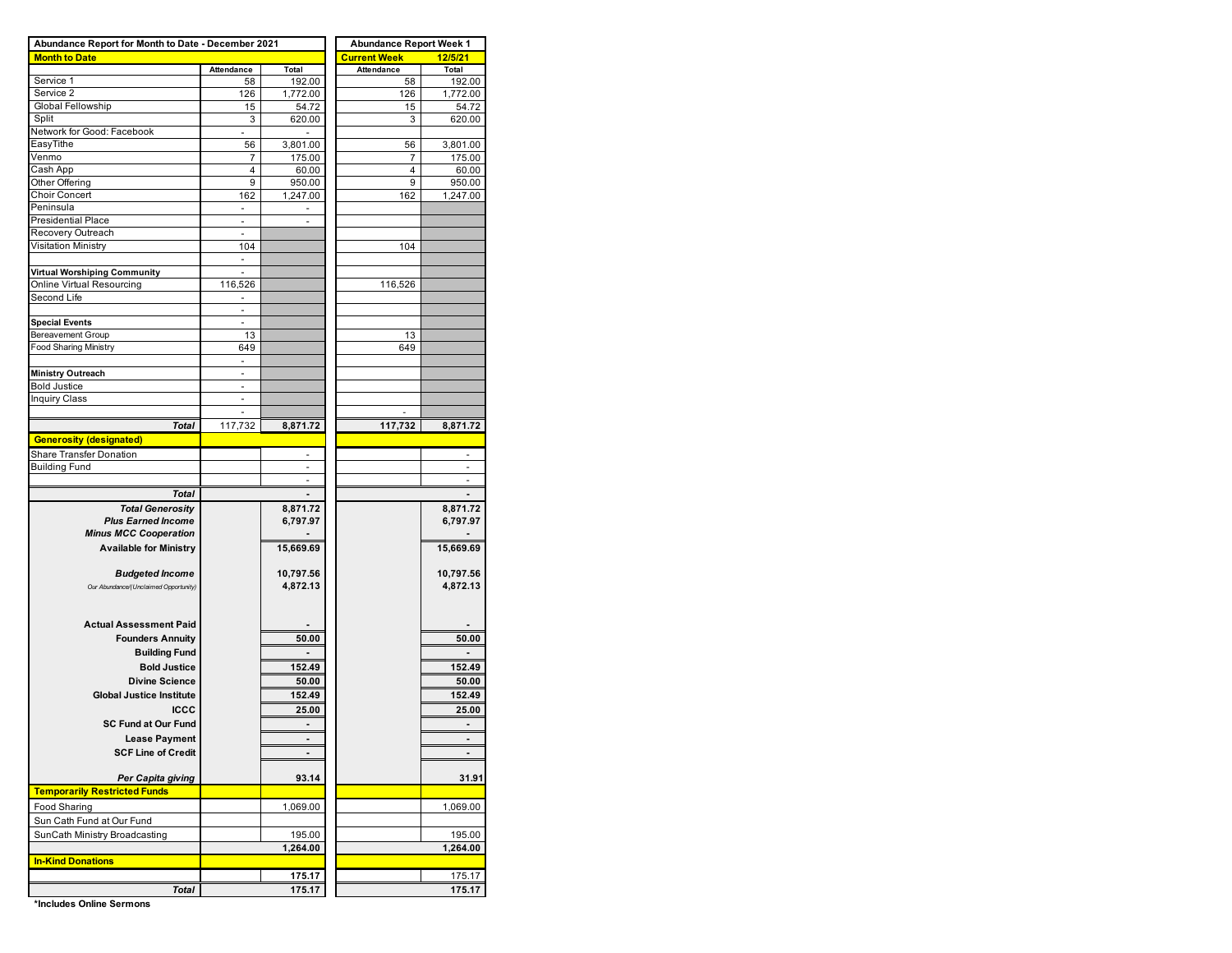| Abundance Report for Month to Date - December 2021 | | | Abundance Report Week 1 | |
|---|---|---|---|---|
| **Month to Date** | | | **Current Week** | **12/5/21** |
| | Attendance | Total | Attendance | Total |
| Service 1 | 58 | 192.00 | 58 | 192.00 |
| Service 2 | 126 | 1,772.00 | 126 | 1,772.00 |
| Global Fellowship | 15 | 54.72 | 15 | 54.72 |
| Split | 3 | 620.00 | 3 | 620.00 |
| Network for Good: Facebook | - | - | | |
| EasyTithe | 56 | 3,801.00 | 56 | 3,801.00 |
| Venmo | 7 | 175.00 | 7 | 175.00 |
| Cash App | 4 | 60.00 | 4 | 60.00 |
| Other Offering | 9 | 950.00 | 9 | 950.00 |
| Choir Concert | 162 | 1,247.00 | 162 | 1,247.00 |
| Peninsula | - | - | | |
| Presidential Place | - | - | | |
| Recovery Outreach | - | | | |
| Visitation Ministry | 104 | | 104 | |
| | - | | | |
| **Virtual Worshiping Community** | - | | | |
| Online Virtual Resourcing | 116,526 | | 116,526 | |
| Second Life | - | | | |
| | - | | | |
| **Special Events** | - | | | |
| Bereavement Group | 13 | | 13 | |
| Food Sharing Ministry | 649 | | 649 | |
| | - | | | |
| **Ministry Outreach** | - | | | |
| Bold Justice | - | | | |
| Inquiry Class | - | | | |
| | - | | - | |
| ***Total*** | 117,732 | **8,871.72** | **117,732** | **8,871.72** |
| **Generosity (designated)** | | | | |
| Share Transfer Donation | | - | | - |
| Building Fund | | - | | - |
| | | - | | - |
| ***Total*** | | **-** | | **-** |
| ***Total Generosity*** | | **8,871.72** | | **8,871.72** |
| ***Plus Earned Income*** | | **6,797.97** | | **6,797.97** |
| ***Minus MCC Cooperation*** | | **-** | | **-** |
| **Available for Ministry** | | **15,669.69** | | **15,669.69** |
| ***Budgeted Income*** | | **10,797.56** | | **10,797.56** |
| *Our Abundance/(Unclaimed Opportunity)* | | **4,872.13** | | **4,872.13** |
| **Actual Assessment Paid** | | **-** | | **-** |
| **Founders Annuity** | | **50.00** | | **50.00** |
| **Building Fund** | | **-** | | **-** |
| **Bold Justice** | | **152.49** | | **152.49** |
| **Divine Science** | | **50.00** | | **50.00** |
| **Global Justice Institute** | | **152.49** | | **152.49** |
| **ICCC** | | **25.00** | | **25.00** |
| **SC Fund at Our Fund** | | **-** | | **-** |
| **Lease Payment** | | **-** | | **-** |
| **SCF Line of Credit** | | **-** | | **-** |
| ***Per Capita giving*** | | **93.14** | | **31.91** |
| **Temporarily Restricted Funds** | | | | |
| Food Sharing | | 1,069.00 | | 1,069.00 |
| Sun Cath Fund at Our Fund | | | | |
| SunCath Ministry Broadcasting | | 195.00 | | 195.00 |
| | | **1,264.00** | | **1,264.00** |
| **In-Kind Donations** | | | | |
| | | **175.17** | | 175.17 |
| ***Total*** | | **175.17** | | **175.17** |

**\*Includes Online Sermons**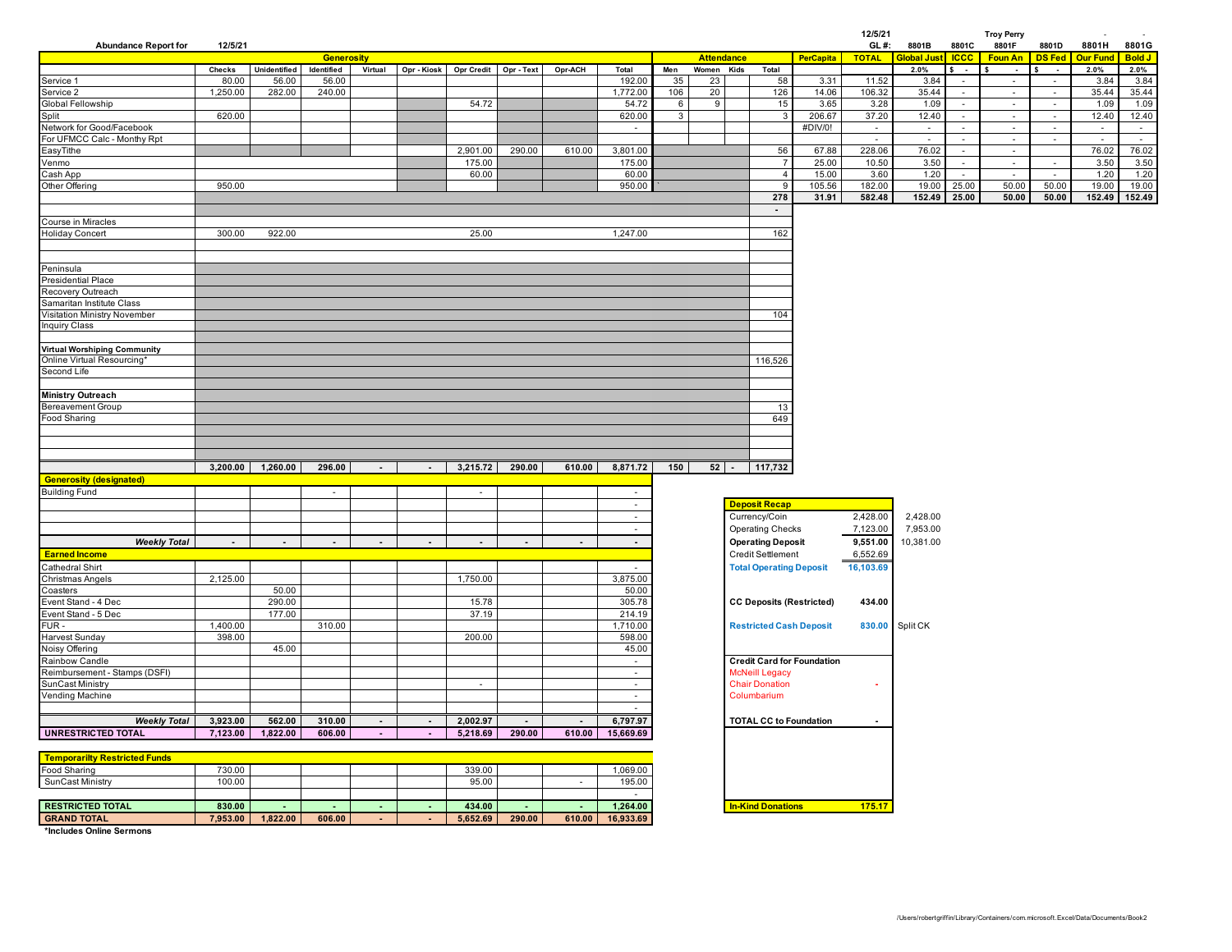**Abundance Report for 12/5/21**

| | Checks | Unidentified | Identified | Virtual | Opr - Kiosk | Opr Credit | Opr - Text | Opr-ACH | Total | Men | Women | Kids | Total | PerCapita | TOTAL | Global Just | ICCC | Foun An | DS Fed | Our Fund | Bold J |
|---|---|---|---|---|---|---|---|---|---|---|---|---|---|---|---|---|---|---|---|---|---|
| | **Generosity** | | | | | | | | | **Attendance** | | | | | 12/5/21 | | | Troy Perry | | - | - |
| | | | | | | | | | | | | | | | GL #: | 8801B | 8801C | 8801F | 8801D | 8801H | 8801G |
| | | | | | | | | | | | | | | | | 2.0% | $ - | $ - | $ - | 2.0% | 2.0% |
| Service 1 | 80.00 | 56.00 | 56.00 | | | | | | 192.00 | 35 | 23 | | 58 | 3.31 | 11.52 | 3.84 | - | - | - | 3.84 | 3.84 |
| Service 2 | 1,250.00 | 282.00 | 240.00 | | | | | | 1,772.00 | 106 | 20 | | 126 | 14.06 | 106.32 | 35.44 | - | - | - | 35.44 | 35.44 |
| Global Fellowship | | | | | | 54.72 | | | 54.72 | 6 | 9 | | 15 | 3.65 | 3.28 | 1.09 | - | - | - | 1.09 | 1.09 |
| Split | 620.00 | | | | | | | | 620.00 | 3 | | | 3 | 206.67 | 37.20 | 12.40 | - | - | - | 12.40 | 12.40 |
| Network for Good/Facebook | | | | | | | | | - | | | | | #DIV/0! | - | - | - | - | - | - | - |
| For UFMCC Calc - Monthy Rpt | | | | | | | | | | | | | | | - | - | - | - | - | - | - |
| EasyTithe | | | | | | 2,901.00 | 290.00 | 610.00 | 3,801.00 | | | | 56 | 67.88 | 228.06 | 76.02 | - | - | | 76.02 | 76.02 |
| Venmo | | | | | | 175.00 | | | 175.00 | | | | 7 | 25.00 | 10.50 | 3.50 | - | - | - | 3.50 | 3.50 |
| Cash App | | | | | | 60.00 | | | 60.00 | | | | 4 | 15.00 | 3.60 | 1.20 | - | - | - | 1.20 | 1.20 |
| Other Offering | 950.00 | | | | | | | | 950.00 | | | | 9 | 105.56 | 182.00 | 19.00 | 25.00 | 50.00 | 50.00 | 19.00 | 19.00 |
| | | | | | | | | | | | | | 278 | 31.91 | 582.48 | 152.49 | 25.00 | 50.00 | 50.00 | 152.49 | 152.49 |
| | | | | | | | | | | | | | - | | | | | | | | |
| Course in Miracles | | | | | | | | | | | | | | | | | | | | | |
| Holiday Concert | 300.00 | 922.00 | | | | 25.00 | | | 1,247.00 | | | | 162 | | | | | | | | |
| Peninsula | | | | | | | | | | | | | | | | | | | | | |
| Presidential Place | | | | | | | | | | | | | | | | | | | | | |
| Recovery Outreach | | | | | | | | | | | | | | | | | | | | | |
| Samaritan Institute Class | | | | | | | | | | | | | | | | | | | | | |
| Visitation Ministry November | | | | | | | | | | | | | 104 | | | | | | | | |
| Inquiry Class | | | | | | | | | | | | | | | | | | | | | |
| **Virtual Worshiping Community** | | | | | | | | | | | | | | | | | | | | | |
| Online Virtual Resourcing* | | | | | | | | | | | | | 116,526 | | | | | | | | |
| Second Life | | | | | | | | | | | | | | | | | | | | | |
| **Ministry Outreach** | | | | | | | | | | | | | | | | | | | | | |
| Bereavement Group | | | | | | | | | | | | | 13 | | | | | | | | |
| Food Sharing | | | | | | | | | | | | | 649 | | | | | | | | |
| | **3,200.00** | **1,260.00** | **296.00** | **-** | **-** | **3,215.72** | **290.00** | **610.00** | **8,871.72** | **150** | **52** | **-** | **117,732** | | | | | | | | |

| **Generosity (designated)** | Checks | Unidentified | Identified | Virtual | Opr - Kiosk | Opr Credit | Opr - Text | Opr-ACH | Total |
|---|---|---|---|---|---|---|---|---|---|
| Building Fund | | | - | | | - | | | - |
| | | | | | | | | | - |
| | | | | | | | | | - |
| | | | | | | | | | - |
| ***Weekly Total*** | - | - | - | - | - | - | - | - | - |
| **Earned Income** | | | | | | | | | |
| Cathedral Shirt | | | | | | | | | - |
| Christmas Angels | 2,125.00 | | | | | 1,750.00 | | | 3,875.00 |
| Coasters | | 50.00 | | | | | | | 50.00 |
| Event Stand - 4 Dec | | 290.00 | | | | 15.78 | | | 305.78 |
| Event Stand - 5 Dec | | 177.00 | | | | 37.19 | | | 214.19 |
| FUR - | 1,400.00 | | 310.00 | | | | | | 1,710.00 |
| Harvest Sunday | 398.00 | | | | | 200.00 | | | 598.00 |
| Noisy Offering | | 45.00 | | | | | | | 45.00 |
| Rainbow Candle | | | | | | | | | - |
| Reimbursement - Stamps (DSFI) | | | | | | | | | - |
| SunCast Ministry | | | | | | - | | | - |
| Vending Machine | | | | | | | | | - |
| | | | | | | | | | - |
| ***Weekly Total*** | **3,923.00** | **562.00** | **310.00** | **-** | **-** | **2,002.97** | **-** | **-** | **6,797.97** |
| **UNRESTRICTED TOTAL** | **7,123.00** | **1,822.00** | **606.00** | **-** | **-** | **5,218.69** | **290.00** | **610.00** | **15,669.69** |
| **Temporarilty Restricted Funds** | | | | | | | | | |
| Food Sharing | 730.00 | | | | | 339.00 | | | 1,069.00 |
| SunCast Ministry | 100.00 | | | | | 95.00 | | - | 195.00 |
| | | | | | | | | | - |
| **RESTRICTED TOTAL** | **830.00** | **-** | **-** | **-** | **-** | **434.00** | **-** | **-** | **1,264.00** |
| **GRAND TOTAL** | **7,953.00** | **1,822.00** | **606.00** | **-** | **-** | **5,652.69** | **290.00** | **610.00** | **16,933.69** |

***Includes Online Sermons**

| **Deposit Recap** | | |
|---|---|---|
| Currency/Coin | 2,428.00 | 2,428.00 |
| Operating Checks | 7,123.00 | 7,953.00 |
| **Operating Deposit** | **9,551.00** | 10,381.00 |
| Credit Settlement | 6,552.69 | |
| **Total Operating Deposit** | **16,103.69** | |
| **CC Deposits (Restricted)** | **434.00** | |
| **Restricted Cash Deposit** | **830.00** | Split CK |
| **Credit Card for Foundation** | | |
| McNeill Legacy | | |
| Chair Donation | - | |
| Columbarium | | |
| **TOTAL CC to Foundation** | **-** | |
| **In-Kind Donations** | **175.17** | |